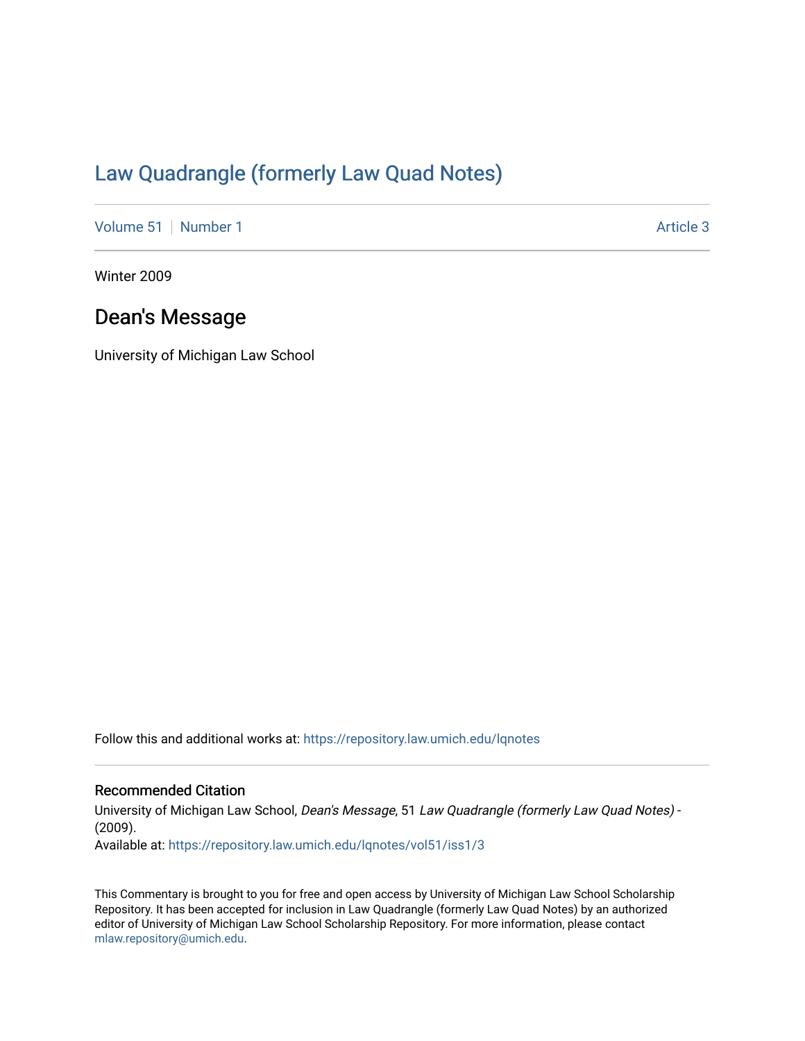# Law Quadrangle (formerly Law Quad Notes)

Volume 51 | Number 1 | Article 3

Winter 2009

## Dean's Message

University of Michigan Law School

Follow this and additional works at: https://repository.law.umich.edu/lqnotes

### Recommended Citation

University of Michigan Law School, *Dean's Message*, 51 *Law Quadrangle (formerly Law Quad Notes)* - (2009).

Available at: https://repository.law.umich.edu/lqnotes/vol51/iss1/3

This Commentary is brought to you for free and open access by University of Michigan Law School Scholarship Repository. It has been accepted for inclusion in Law Quadrangle (formerly Law Quad Notes) by an authorized editor of University of Michigan Law School Scholarship Repository. For more information, please contact mlaw.repository@umich.edu.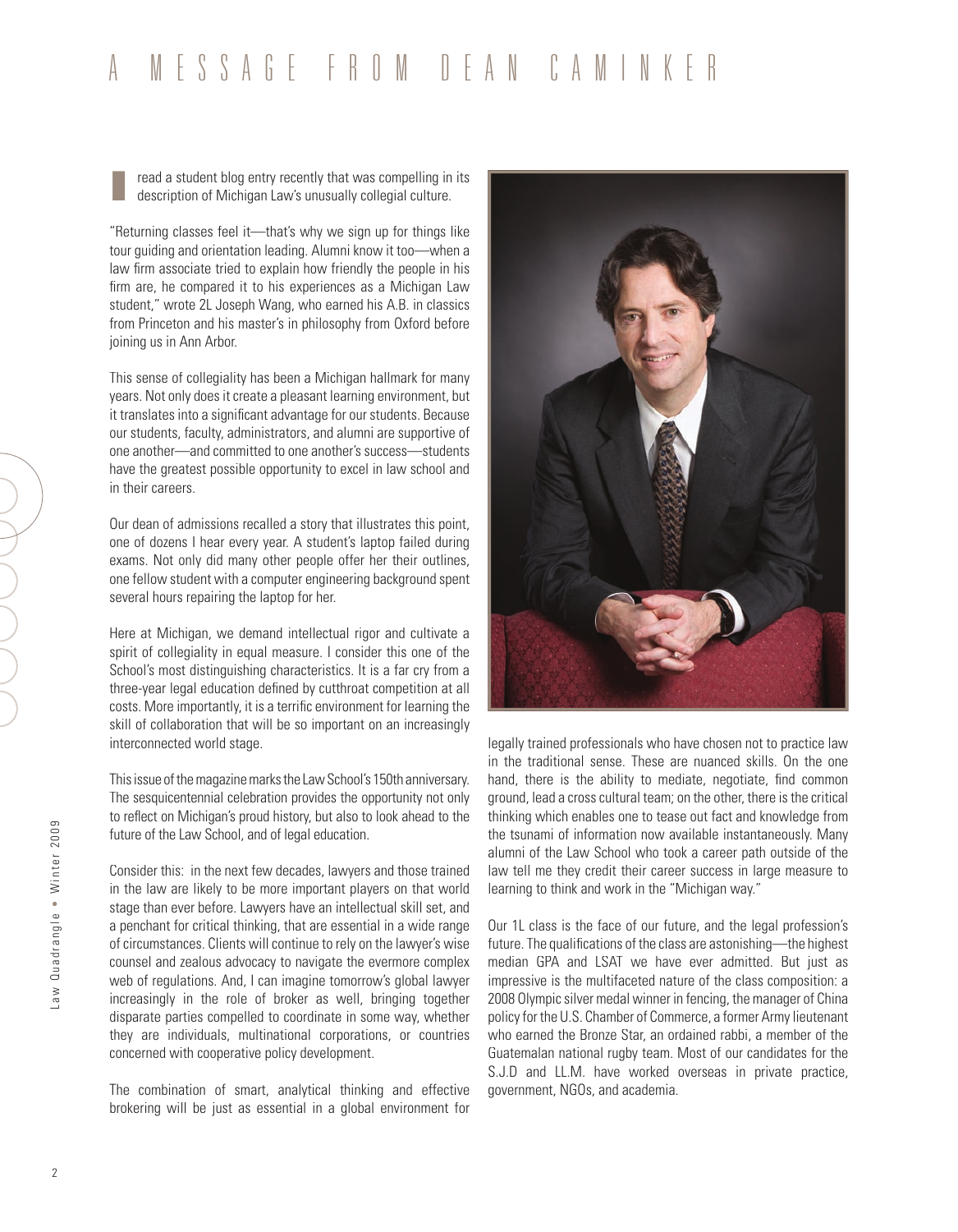# A MESSAGE FROM DEAN CAMINKER

I read a student blog entry recently that was compelling in its description of Michigan Law's unusually collegial culture.

"Returning classes feel it—that's why we sign up for things like tour guiding and orientation leading. Alumni know it too—when a law firm associate tried to explain how friendly the people in his firm are, he compared it to his experiences as a Michigan Law student," wrote 2L Joseph Wang, who earned his A.B. in classics from Princeton and his master's in philosophy from Oxford before joining us in Ann Arbor.

This sense of collegiality has been a Michigan hallmark for many years. Not only does it create a pleasant learning environment, but it translates into a significant advantage for our students. Because our students, faculty, administrators, and alumni are supportive of one another—and committed to one another's success—students have the greatest possible opportunity to excel in law school and in their careers.

Our dean of admissions recalled a story that illustrates this point, one of dozens I hear every year. A student's laptop failed during exams. Not only did many other people offer her their outlines, one fellow student with a computer engineering background spent several hours repairing the laptop for her.

Here at Michigan, we demand intellectual rigor and cultivate a spirit of collegiality in equal measure. I consider this one of the School's most distinguishing characteristics. It is a far cry from a three-year legal education defined by cutthroat competition at all costs. More importantly, it is a terrific environment for learning the skill of collaboration that will be so important on an increasingly interconnected world stage.

This issue of the magazine marks the Law School's 150th anniversary. The sesquicentennial celebration provides the opportunity not only to reflect on Michigan's proud history, but also to look ahead to the future of the Law School, and of legal education.

Consider this: in the next few decades, lawyers and those trained in the law are likely to be more important players on that world stage than ever before. Lawyers have an intellectual skill set, and a penchant for critical thinking, that are essential in a wide range of circumstances. Clients will continue to rely on the lawyer's wise counsel and zealous advocacy to navigate the evermore complex web of regulations. And, I can imagine tomorrow's global lawyer increasingly in the role of broker as well, bringing together disparate parties compelled to coordinate in some way, whether they are individuals, multinational corporations, or countries concerned with cooperative policy development.

The combination of smart, analytical thinking and effective brokering will be just as essential in a global environment for legally trained professionals who have chosen not to practice law in the traditional sense. These are nuanced skills. On the one hand, there is the ability to mediate, negotiate, find common ground, lead a cross cultural team; on the other, there is the critical thinking which enables one to tease out fact and knowledge from the tsunami of information now available instantaneously. Many alumni of the Law School who took a career path outside of the law tell me they credit their career success in large measure to learning to think and work in the "Michigan way."

Our 1L class is the face of our future, and the legal profession's future. The qualifications of the class are astonishing—the highest median GPA and LSAT we have ever admitted. But just as impressive is the multifaceted nature of the class composition: a 2008 Olympic silver medal winner in fencing, the manager of China policy for the U.S. Chamber of Commerce, a former Army lieutenant who earned the Bronze Star, an ordained rabbi, a member of the Guatemalan national rugby team. Most of our candidates for the S.J.D and LL.M. have worked overseas in private practice, government, NGOs, and academia.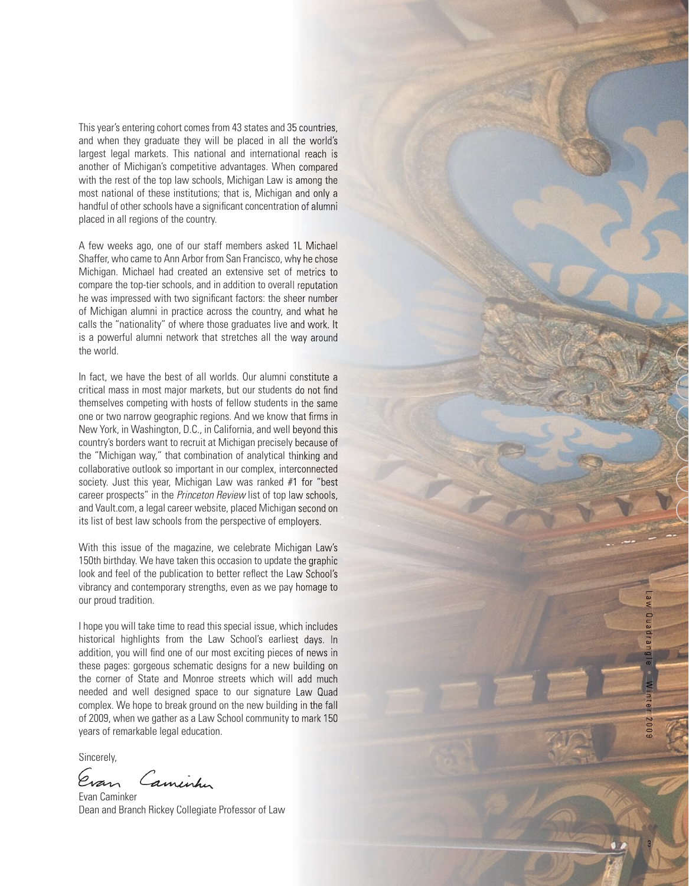This year's entering cohort comes from 43 states and 35 countries, and when they graduate they will be placed in all the world's largest legal markets. This national and international reach is another of Michigan's competitive advantages. When compared with the rest of the top law schools, Michigan Law is among the most national of these institutions; that is, Michigan and only a handful of other schools have a significant concentration of alumni placed in all regions of the country.

A few weeks ago, one of our staff members asked 1L Michael Shaffer, who came to Ann Arbor from San Francisco, why he chose Michigan. Michael had created an extensive set of metrics to compare the top-tier schools, and in addition to overall reputation he was impressed with two significant factors: the sheer number of Michigan alumni in practice across the country, and what he calls the "nationality" of where those graduates live and work. It is a powerful alumni network that stretches all the way around the world.

In fact, we have the best of all worlds. Our alumni constitute a critical mass in most major markets, but our students do not find themselves competing with hosts of fellow students in the same one or two narrow geographic regions. And we know that firms in New York, in Washington, D.C., in California, and well beyond this country's borders want to recruit at Michigan precisely because of the "Michigan way," that combination of analytical thinking and collaborative outlook so important in our complex, interconnected society. Just this year, Michigan Law was ranked #1 for "best career prospects" in the *Princeton Review* list of top law schools, and Vault.com, a legal career website, placed Michigan second on its list of best law schools from the perspective of employers.

With this issue of the magazine, we celebrate Michigan Law's 150th birthday. We have taken this occasion to update the graphic look and feel of the publication to better reflect the Law School's vibrancy and contemporary strengths, even as we pay homage to our proud tradition.

I hope you will take time to read this special issue, which includes historical highlights from the Law School's earliest days. In addition, you will find one of our most exciting pieces of news in these pages: gorgeous schematic designs for a new building on the corner of State and Monroe streets which will add much needed and well designed space to our signature Law Quad complex. We hope to break ground on the new building in the fall of 2009, when we gather as a Law School community to mark 150 years of remarkable legal education.

Sincerely,

Evan Caminker

Evan Caminker
Dean and Branch Rickey Collegiate Professor of Law